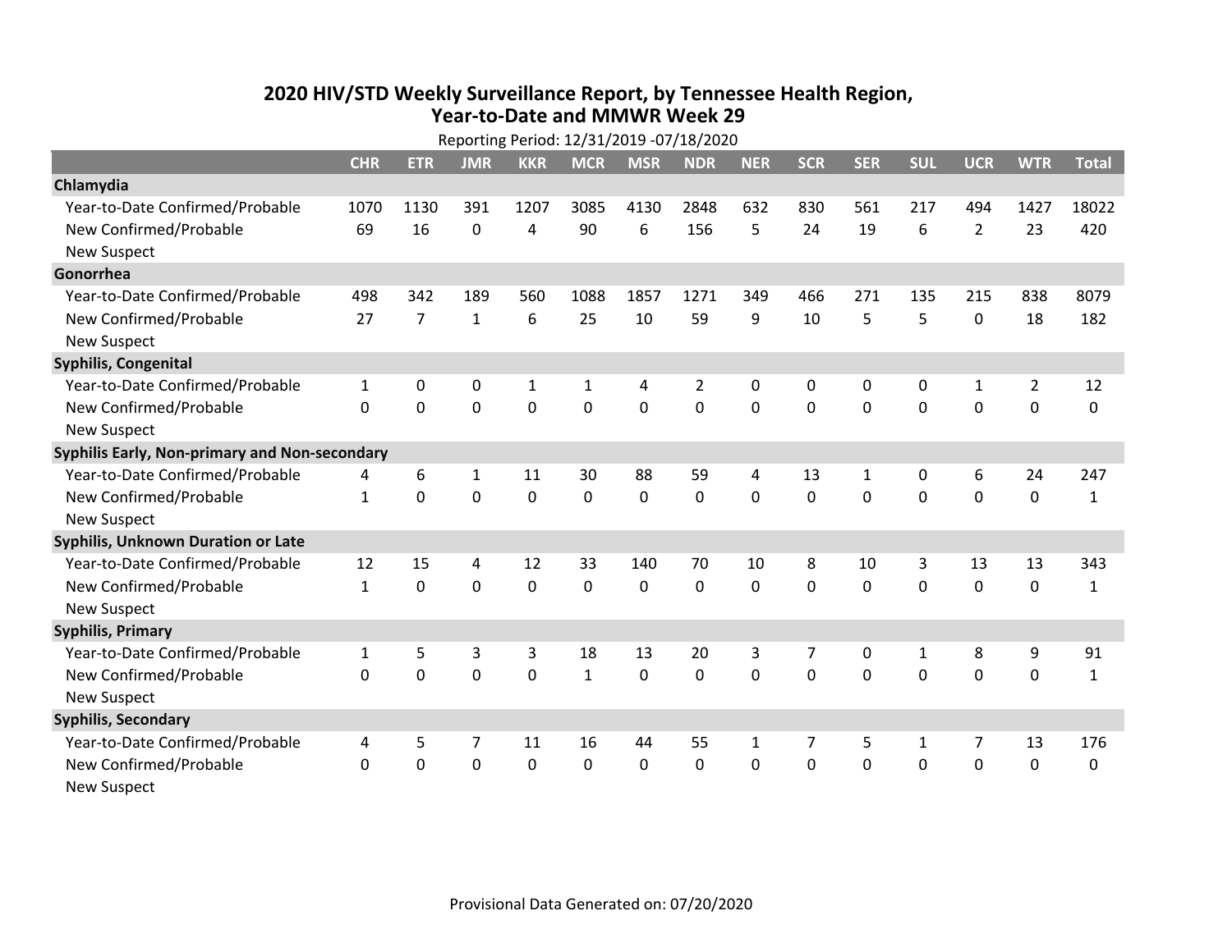# 2020 HIV/STD Weekly Surveillance Report, by Tennessee Health Region, Year-to-Date and MMWR Week 29

Reporting Period: 12/31/2019 -07/18/2020

| | CHR | ETR | JMR | KKR | MCR | MSR | NDR | NER | SCR | SER | SUL | UCR | WTR | Total |
|---|---|---|---|---|---|---|---|---|---|---|---|---|---|---|
| **Chlamydia** | | | | | | | | | | | | | | |
| Year-to-Date Confirmed/Probable | 1070 | 1130 | 391 | 1207 | 3085 | 4130 | 2848 | 632 | 830 | 561 | 217 | 494 | 1427 | 18022 |
| New Confirmed/Probable | 69 | 16 | 0 | 4 | 90 | 6 | 156 | 5 | 24 | 19 | 6 | 2 | 23 | 420 |
| New Suspect | | | | | | | | | | | | | | |
| **Gonorrhea** | | | | | | | | | | | | | | |
| Year-to-Date Confirmed/Probable | 498 | 342 | 189 | 560 | 1088 | 1857 | 1271 | 349 | 466 | 271 | 135 | 215 | 838 | 8079 |
| New Confirmed/Probable | 27 | 7 | 1 | 6 | 25 | 10 | 59 | 9 | 10 | 5 | 5 | 0 | 18 | 182 |
| New Suspect | | | | | | | | | | | | | | |
| **Syphilis, Congenital** | | | | | | | | | | | | | | |
| Year-to-Date Confirmed/Probable | 1 | 0 | 0 | 1 | 1 | 4 | 2 | 0 | 0 | 0 | 0 | 1 | 2 | 12 |
| New Confirmed/Probable | 0 | 0 | 0 | 0 | 0 | 0 | 0 | 0 | 0 | 0 | 0 | 0 | 0 | 0 |
| New Suspect | | | | | | | | | | | | | | |
| **Syphilis Early, Non-primary and Non-secondary** | | | | | | | | | | | | | | |
| Year-to-Date Confirmed/Probable | 4 | 6 | 1 | 11 | 30 | 88 | 59 | 4 | 13 | 1 | 0 | 6 | 24 | 247 |
| New Confirmed/Probable | 1 | 0 | 0 | 0 | 0 | 0 | 0 | 0 | 0 | 0 | 0 | 0 | 0 | 1 |
| New Suspect | | | | | | | | | | | | | | |
| **Syphilis, Unknown Duration or Late** | | | | | | | | | | | | | | |
| Year-to-Date Confirmed/Probable | 12 | 15 | 4 | 12 | 33 | 140 | 70 | 10 | 8 | 10 | 3 | 13 | 13 | 343 |
| New Confirmed/Probable | 1 | 0 | 0 | 0 | 0 | 0 | 0 | 0 | 0 | 0 | 0 | 0 | 0 | 1 |
| New Suspect | | | | | | | | | | | | | | |
| **Syphilis, Primary** | | | | | | | | | | | | | | |
| Year-to-Date Confirmed/Probable | 1 | 5 | 3 | 3 | 18 | 13 | 20 | 3 | 7 | 0 | 1 | 8 | 9 | 91 |
| New Confirmed/Probable | 0 | 0 | 0 | 0 | 1 | 0 | 0 | 0 | 0 | 0 | 0 | 0 | 0 | 1 |
| New Suspect | | | | | | | | | | | | | | |
| **Syphilis, Secondary** | | | | | | | | | | | | | | |
| Year-to-Date Confirmed/Probable | 4 | 5 | 7 | 11 | 16 | 44 | 55 | 1 | 7 | 5 | 1 | 7 | 13 | 176 |
| New Confirmed/Probable | 0 | 0 | 0 | 0 | 0 | 0 | 0 | 0 | 0 | 0 | 0 | 0 | 0 | 0 |
| New Suspect | | | | | | | | | | | | | | |

Provisional Data Generated on: 07/20/2020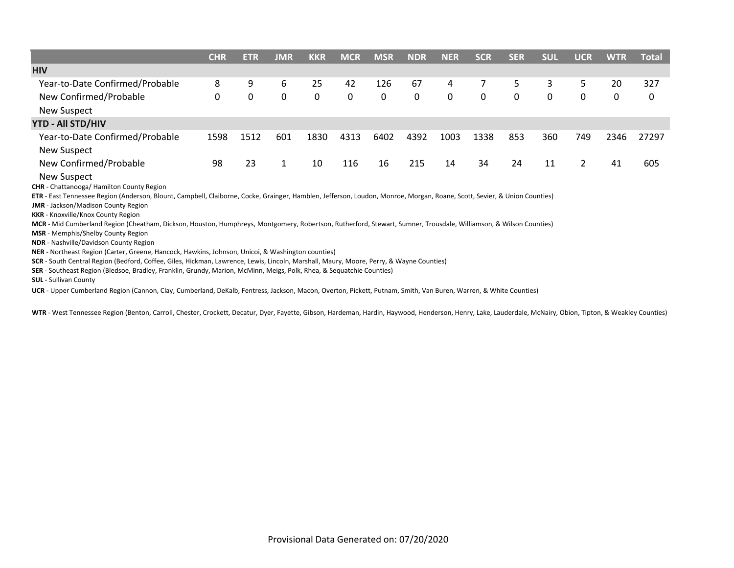| | CHR | ETR | JMR | KKR | MCR | MSR | NDR | NER | SCR | SER | SUL | UCR | WTR | Total |
|---|---|---|---|---|---|---|---|---|---|---|---|---|---|---|
| **HIV** | | | | | | | | | | | | | | |
| Year-to-Date Confirmed/Probable | 8 | 9 | 6 | 25 | 42 | 126 | 67 | 4 | 7 | 5 | 3 | 5 | 20 | 327 |
| New Confirmed/Probable | 0 | 0 | 0 | 0 | 0 | 0 | 0 | 0 | 0 | 0 | 0 | 0 | 0 | 0 |
| New Suspect | | | | | | | | | | | | | | |
| **YTD - All STD/HIV** | | | | | | | | | | | | | | |
| Year-to-Date Confirmed/Probable | 1598 | 1512 | 601 | 1830 | 4313 | 6402 | 4392 | 1003 | 1338 | 853 | 360 | 749 | 2346 | 27297 |
| New Suspect | | | | | | | | | | | | | | |
| New Confirmed/Probable | 98 | 23 | 1 | 10 | 116 | 16 | 215 | 14 | 34 | 24 | 11 | 2 | 41 | 605 |
| New Suspect | | | | | | | | | | | | | | |

**CHR** - Chattanooga/ Hamilton County Region

**ETR** - East Tennessee Region (Anderson, Blount, Campbell, Claiborne, Cocke, Grainger, Hamblen, Jefferson, Loudon, Monroe, Morgan, Roane, Scott, Sevier, & Union Counties)

**JMR** - Jackson/Madison County Region

**KKR** - Knoxville/Knox County Region

**MCR** - Mid Cumberland Region (Cheatham, Dickson, Houston, Humphreys, Montgomery, Robertson, Rutherford, Stewart, Sumner, Trousdale, Williamson, & Wilson Counties)

**MSR** - Memphis/Shelby County Region

**NDR** - Nashville/Davidson County Region

**NER** - Northeast Region (Carter, Greene, Hancock, Hawkins, Johnson, Unicoi, & Washington counties)

**SCR** - South Central Region (Bedford, Coffee, Giles, Hickman, Lawrence, Lewis, Lincoln, Marshall, Maury, Moore, Perry, & Wayne Counties)

**SER** - Southeast Region (Bledsoe, Bradley, Franklin, Grundy, Marion, McMinn, Meigs, Polk, Rhea, & Sequatchie Counties)

**SUL** - Sullivan County

**UCR** - Upper Cumberland Region (Cannon, Clay, Cumberland, DeKalb, Fentress, Jackson, Macon, Overton, Pickett, Putnam, Smith, Van Buren, Warren, & White Counties)

**WTR** - West Tennessee Region (Benton, Carroll, Chester, Crockett, Decatur, Dyer, Fayette, Gibson, Hardeman, Hardin, Haywood, Henderson, Henry, Lake, Lauderdale, McNairy, Obion, Tipton, & Weakley Counties)

Provisional Data Generated on: 07/20/2020